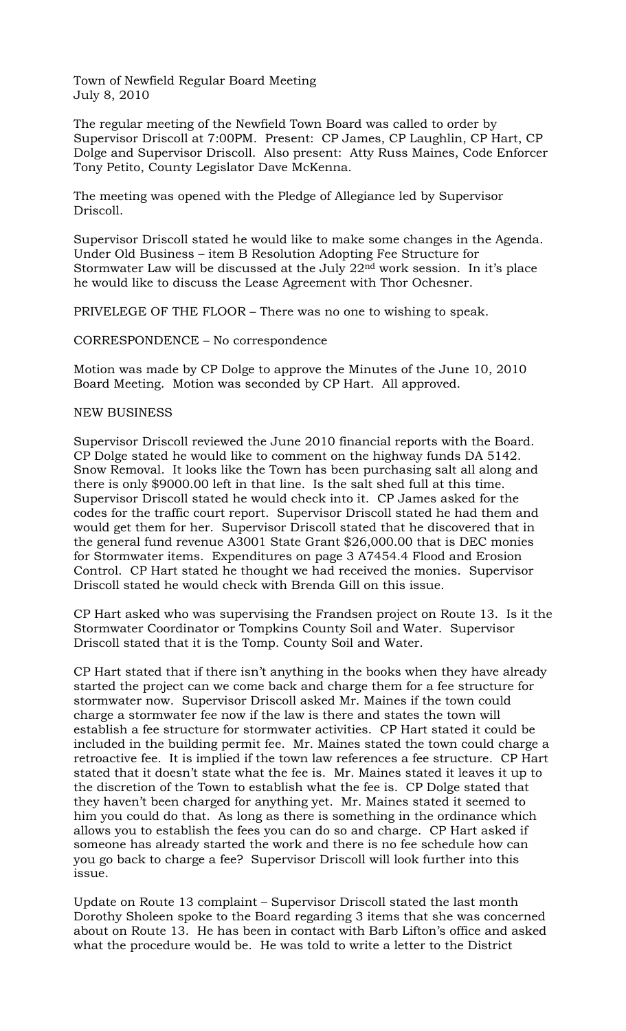Town of Newfield Regular Board Meeting
July 8, 2010

The regular meeting of the Newfield Town Board was called to order by Supervisor Driscoll at 7:00PM. Present: CP James, CP Laughlin, CP Hart, CP Dolge and Supervisor Driscoll. Also present: Atty Russ Maines, Code Enforcer Tony Petito, County Legislator Dave McKenna.

The meeting was opened with the Pledge of Allegiance led by Supervisor Driscoll.

Supervisor Driscoll stated he would like to make some changes in the Agenda. Under Old Business – item B Resolution Adopting Fee Structure for Stormwater Law will be discussed at the July 22nd work session. In it's place he would like to discuss the Lease Agreement with Thor Ochesner.

PRIVELEGE OF THE FLOOR – There was no one to wishing to speak.

CORRESPONDENCE – No correspondence

Motion was made by CP Dolge to approve the Minutes of the June 10, 2010 Board Meeting. Motion was seconded by CP Hart. All approved.

NEW BUSINESS

Supervisor Driscoll reviewed the June 2010 financial reports with the Board. CP Dolge stated he would like to comment on the highway funds DA 5142. Snow Removal. It looks like the Town has been purchasing salt all along and there is only $9000.00 left in that line. Is the salt shed full at this time. Supervisor Driscoll stated he would check into it. CP James asked for the codes for the traffic court report. Supervisor Driscoll stated he had them and would get them for her. Supervisor Driscoll stated that he discovered that in the general fund revenue A3001 State Grant $26,000.00 that is DEC monies for Stormwater items. Expenditures on page 3 A7454.4 Flood and Erosion Control. CP Hart stated he thought we had received the monies. Supervisor Driscoll stated he would check with Brenda Gill on this issue.

CP Hart asked who was supervising the Frandsen project on Route 13. Is it the Stormwater Coordinator or Tompkins County Soil and Water. Supervisor Driscoll stated that it is the Tomp. County Soil and Water.

CP Hart stated that if there isn't anything in the books when they have already started the project can we come back and charge them for a fee structure for stormwater now. Supervisor Driscoll asked Mr. Maines if the town could charge a stormwater fee now if the law is there and states the town will establish a fee structure for stormwater activities. CP Hart stated it could be included in the building permit fee. Mr. Maines stated the town could charge a retroactive fee. It is implied if the town law references a fee structure. CP Hart stated that it doesn't state what the fee is. Mr. Maines stated it leaves it up to the discretion of the Town to establish what the fee is. CP Dolge stated that they haven't been charged for anything yet. Mr. Maines stated it seemed to him you could do that. As long as there is something in the ordinance which allows you to establish the fees you can do so and charge. CP Hart asked if someone has already started the work and there is no fee schedule how can you go back to charge a fee? Supervisor Driscoll will look further into this issue.

Update on Route 13 complaint – Supervisor Driscoll stated the last month Dorothy Sholeen spoke to the Board regarding 3 items that she was concerned about on Route 13. He has been in contact with Barb Lifton's office and asked what the procedure would be. He was told to write a letter to the District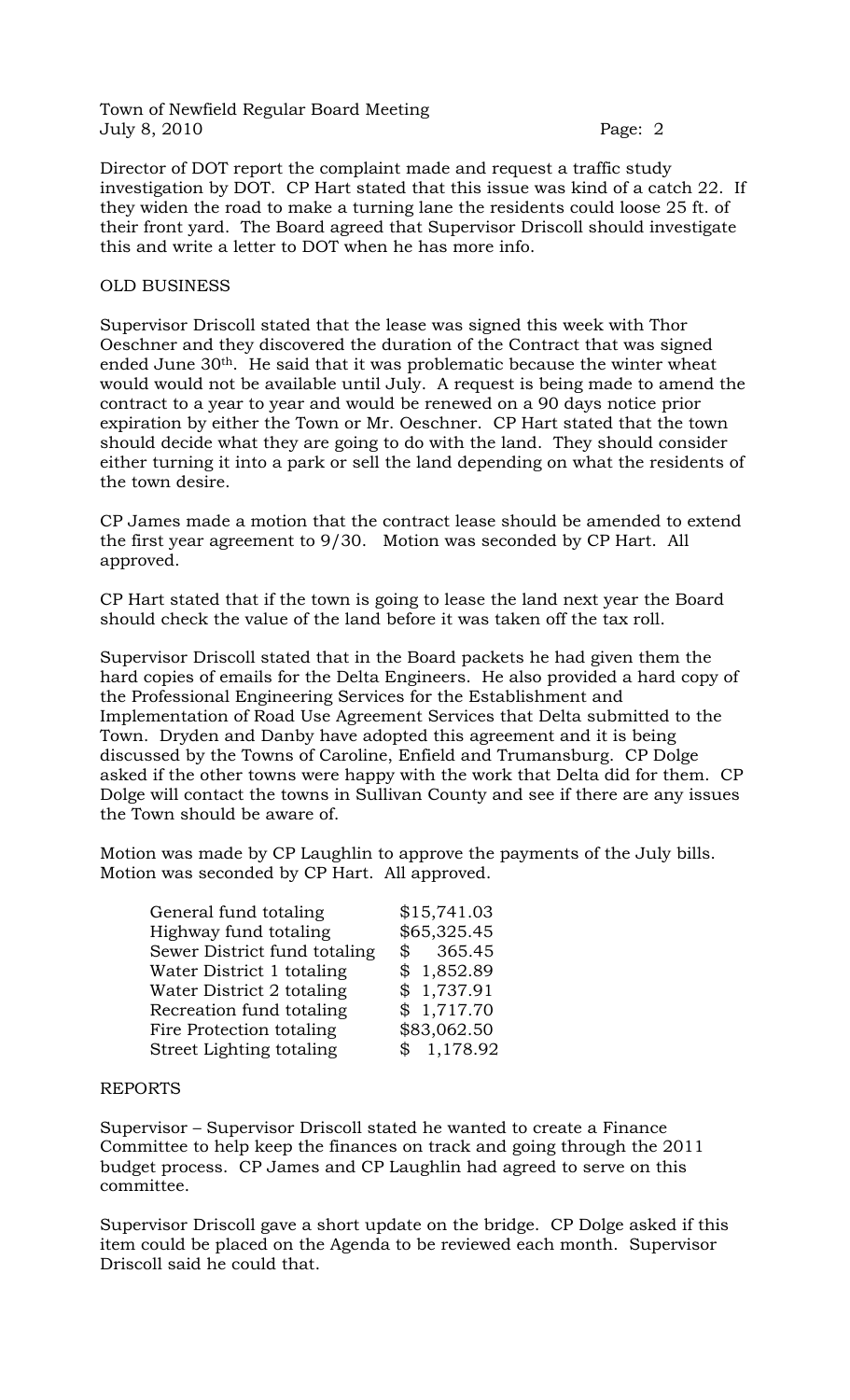Director of DOT report the complaint made and request a traffic study investigation by DOT. CP Hart stated that this issue was kind of a catch 22. If they widen the road to make a turning lane the residents could loose 25 ft. of their front yard. The Board agreed that Supervisor Driscoll should investigate this and write a letter to DOT when he has more info.

OLD BUSINESS

Supervisor Driscoll stated that the lease was signed this week with Thor Oeschner and they discovered the duration of the Contract that was signed ended June 30th. He said that it was problematic because the winter wheat would would not be available until July. A request is being made to amend the contract to a year to year and would be renewed on a 90 days notice prior expiration by either the Town or Mr. Oeschner. CP Hart stated that the town should decide what they are going to do with the land. They should consider either turning it into a park or sell the land depending on what the residents of the town desire.

CP James made a motion that the contract lease should be amended to extend the first year agreement to 9/30. Motion was seconded by CP Hart. All approved.

CP Hart stated that if the town is going to lease the land next year the Board should check the value of the land before it was taken off the tax roll.

Supervisor Driscoll stated that in the Board packets he had given them the hard copies of emails for the Delta Engineers. He also provided a hard copy of the Professional Engineering Services for the Establishment and Implementation of Road Use Agreement Services that Delta submitted to the Town. Dryden and Danby have adopted this agreement and it is being discussed by the Towns of Caroline, Enfield and Trumansburg. CP Dolge asked if the other towns were happy with the work that Delta did for them. CP Dolge will contact the towns in Sullivan County and see if there are any issues the Town should be aware of.

Motion was made by CP Laughlin to approve the payments of the July bills. Motion was seconded by CP Hart. All approved.

| | |
|---|---|
| General fund totaling | $15,741.03 |
| Highway fund totaling | $65,325.45 |
| Sewer District fund totaling | $ 365.45 |
| Water District 1 totaling | $ 1,852.89 |
| Water District 2 totaling | $ 1,737.91 |
| Recreation fund totaling | $ 1,717.70 |
| Fire Protection totaling | $83,062.50 |
| Street Lighting totaling | $ 1,178.92 |

REPORTS

Supervisor – Supervisor Driscoll stated he wanted to create a Finance Committee to help keep the finances on track and going through the 2011 budget process. CP James and CP Laughlin had agreed to serve on this committee.

Supervisor Driscoll gave a short update on the bridge. CP Dolge asked if this item could be placed on the Agenda to be reviewed each month. Supervisor Driscoll said he could that.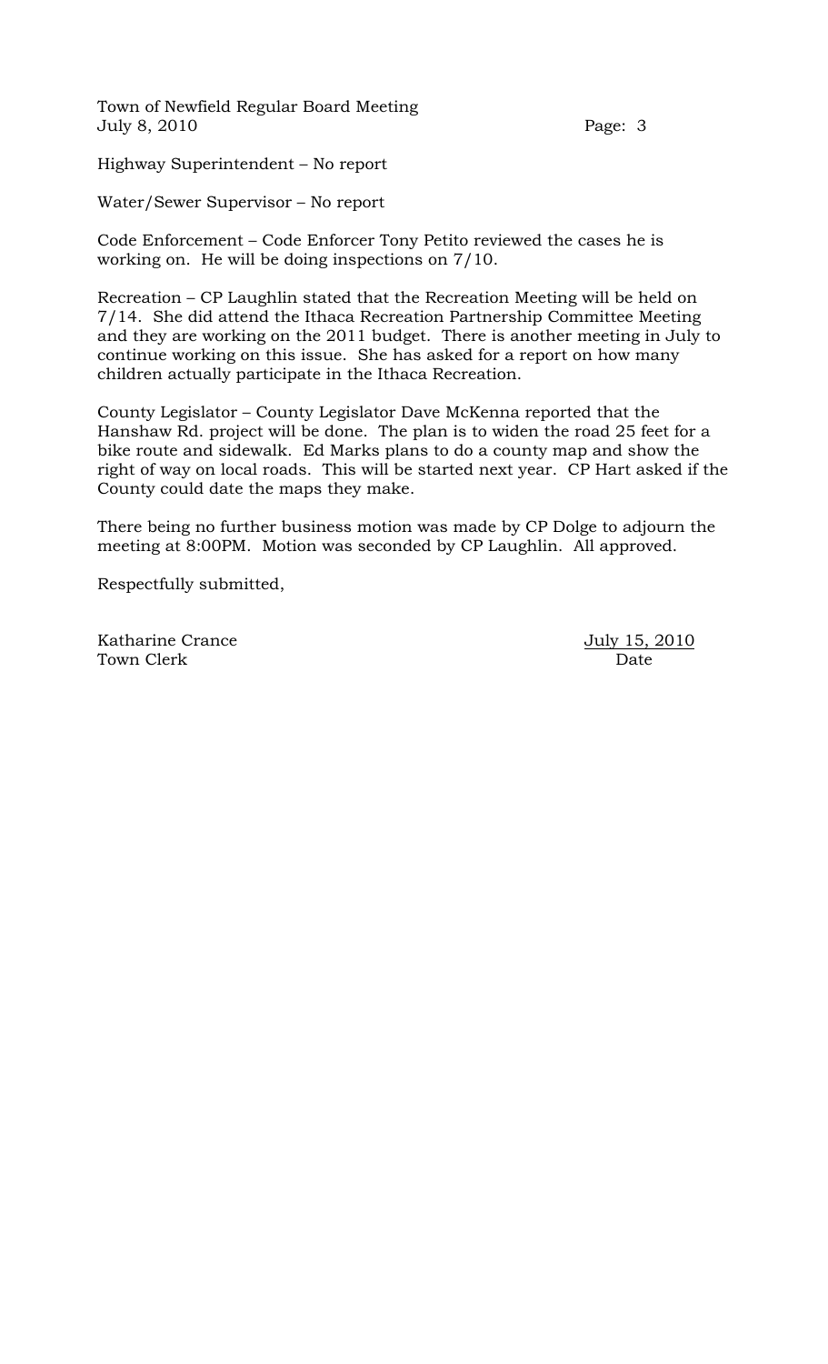Highway Superintendent – No report

Water/Sewer Supervisor – No report

Code Enforcement – Code Enforcer Tony Petito reviewed the cases he is working on. He will be doing inspections on 7/10.

Recreation – CP Laughlin stated that the Recreation Meeting will be held on 7/14. She did attend the Ithaca Recreation Partnership Committee Meeting and they are working on the 2011 budget. There is another meeting in July to continue working on this issue. She has asked for a report on how many children actually participate in the Ithaca Recreation.

County Legislator – County Legislator Dave McKenna reported that the Hanshaw Rd. project will be done. The plan is to widen the road 25 feet for a bike route and sidewalk. Ed Marks plans to do a county map and show the right of way on local roads. This will be started next year. CP Hart asked if the County could date the maps they make.

There being no further business motion was made by CP Dolge to adjourn the meeting at 8:00PM. Motion was seconded by CP Laughlin. All approved.

Respectfully submitted,

Katharine Crance  
Town Clerk

July 15, 2010  
Date